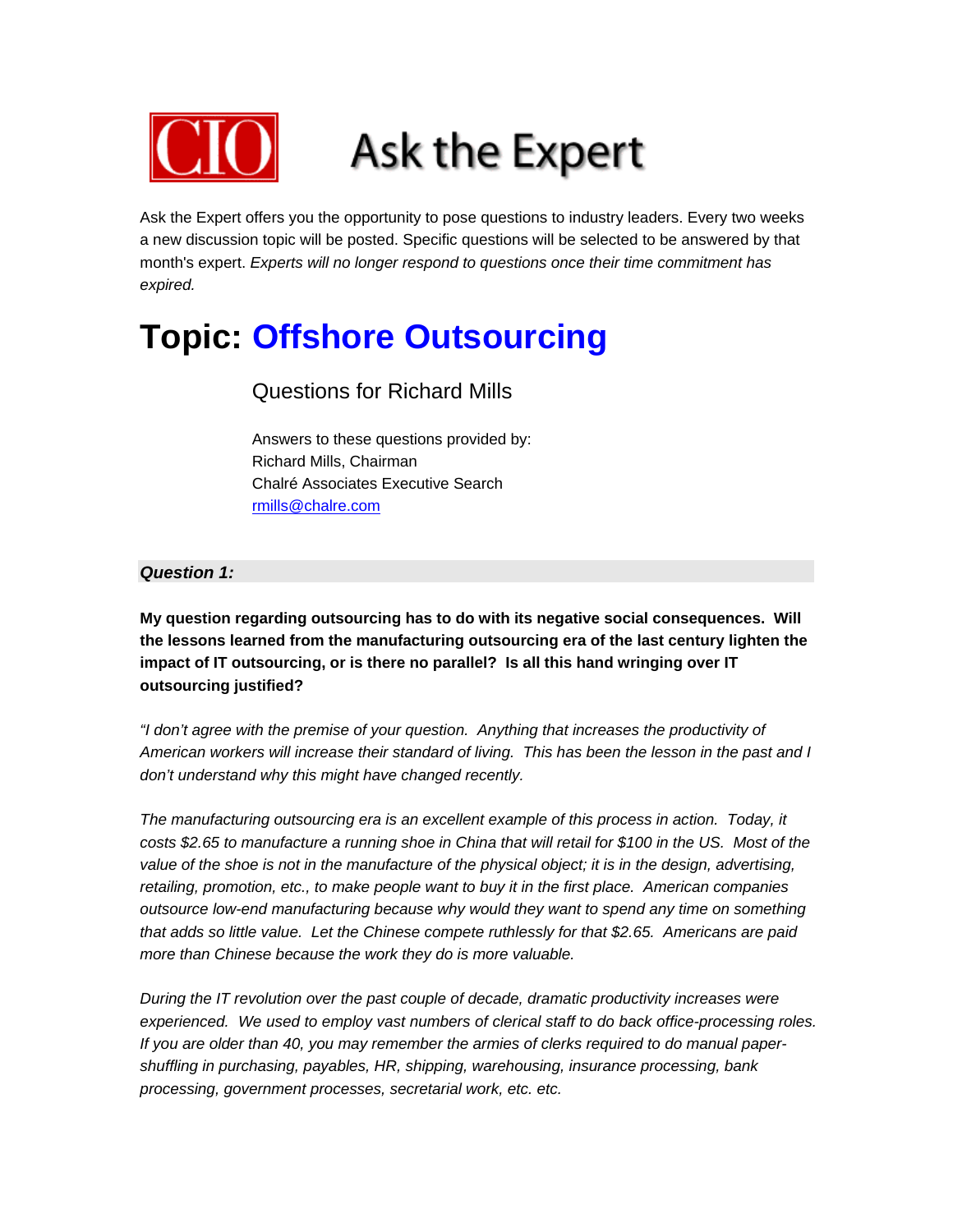# CIO Ask the Expert

Ask the Expert offers you the opportunity to pose questions to industry leaders. Every two weeks a new discussion topic will be posted. Specific questions will be selected to be answered by that month's expert. *Experts will no longer respond to questions once their time commitment has expired.*

# Topic: Offshore Outsourcing

## Questions for Richard Mills

Answers to these questions provided by:
Richard Mills, Chairman
Chalré Associates Executive Search
rmills@chalre.com

### *Question 1:*

**My question regarding outsourcing has to do with its negative social consequences. Will the lessons learned from the manufacturing outsourcing era of the last century lighten the impact of IT outsourcing, or is there no parallel? Is all this hand wringing over IT outsourcing justified?**

*"I don't agree with the premise of your question. Anything that increases the productivity of American workers will increase their standard of living. This has been the lesson in the past and I don't understand why this might have changed recently.*

*The manufacturing outsourcing era is an excellent example of this process in action. Today, it costs $2.65 to manufacture a running shoe in China that will retail for $100 in the US. Most of the value of the shoe is not in the manufacture of the physical object; it is in the design, advertising, retailing, promotion, etc., to make people want to buy it in the first place. American companies outsource low-end manufacturing because why would they want to spend any time on something that adds so little value. Let the Chinese compete ruthlessly for that $2.65. Americans are paid more than Chinese because the work they do is more valuable.*

*During the IT revolution over the past couple of decade, dramatic productivity increases were experienced. We used to employ vast numbers of clerical staff to do back office-processing roles. If you are older than 40, you may remember the armies of clerks required to do manual paper-shuffling in purchasing, payables, HR, shipping, warehousing, insurance processing, bank processing, government processes, secretarial work, etc. etc.*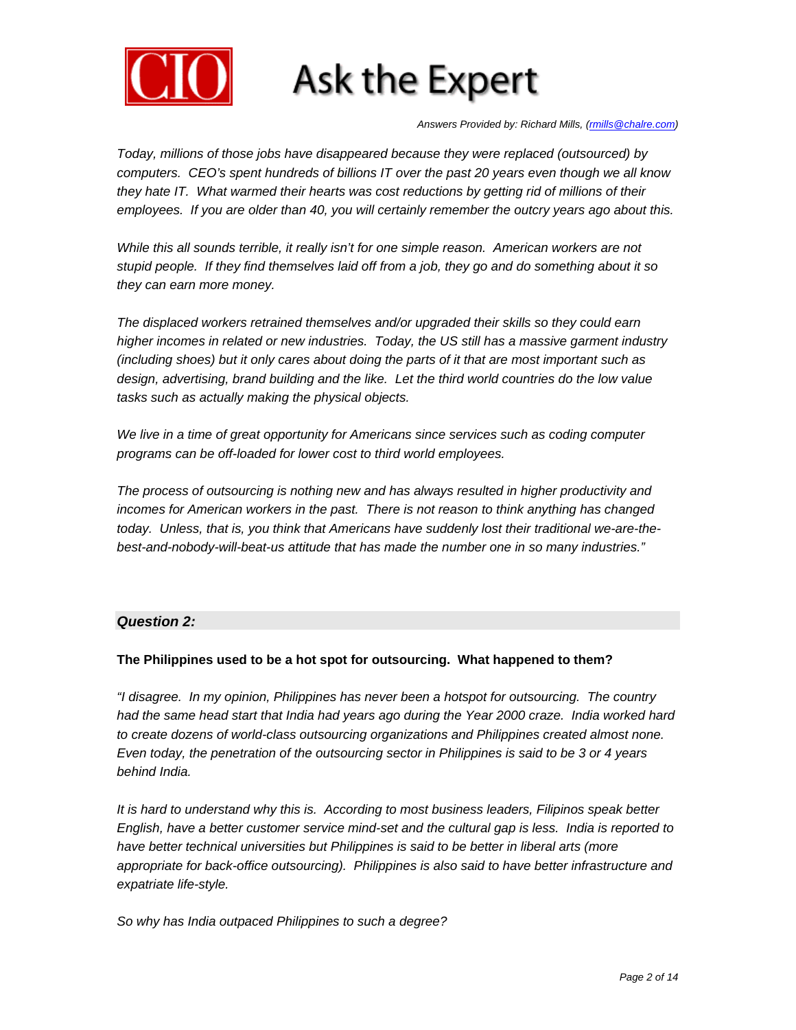*Today, millions of those jobs have disappeared because they were replaced (outsourced) by computers. CEO's spent hundreds of billions IT over the past 20 years even though we all know they hate IT. What warmed their hearts was cost reductions by getting rid of millions of their employees. If you are older than 40, you will certainly remember the outcry years ago about this.*

*While this all sounds terrible, it really isn't for one simple reason. American workers are not stupid people. If they find themselves laid off from a job, they go and do something about it so they can earn more money.*

*The displaced workers retrained themselves and/or upgraded their skills so they could earn higher incomes in related or new industries. Today, the US still has a massive garment industry (including shoes) but it only cares about doing the parts of it that are most important such as design, advertising, brand building and the like. Let the third world countries do the low value tasks such as actually making the physical objects.*

*We live in a time of great opportunity for Americans since services such as coding computer programs can be off-loaded for lower cost to third world employees.*

*The process of outsourcing is nothing new and has always resulted in higher productivity and incomes for American workers in the past. There is not reason to think anything has changed today. Unless, that is, you think that Americans have suddenly lost their traditional we-are-the-best-and-nobody-will-beat-us attitude that has made the number one in so many industries."*

### *Question 2:*

**The Philippines used to be a hot spot for outsourcing. What happened to them?**

*"I disagree. In my opinion, Philippines has never been a hotspot for outsourcing. The country had the same head start that India had years ago during the Year 2000 craze. India worked hard to create dozens of world-class outsourcing organizations and Philippines created almost none. Even today, the penetration of the outsourcing sector in Philippines is said to be 3 or 4 years behind India.*

*It is hard to understand why this is. According to most business leaders, Filipinos speak better English, have a better customer service mind-set and the cultural gap is less. India is reported to have better technical universities but Philippines is said to be better in liberal arts (more appropriate for back-office outsourcing). Philippines is also said to have better infrastructure and expatriate life-style.*

*So why has India outpaced Philippines to such a degree?*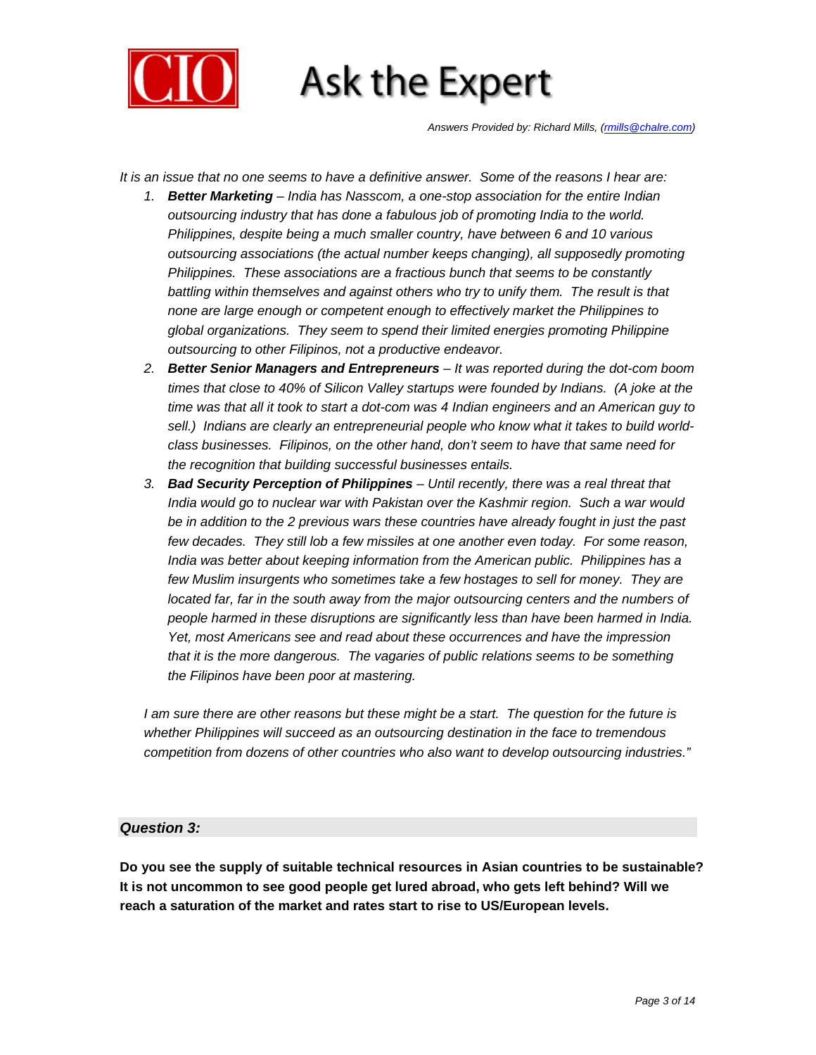*It is an issue that no one seems to have a definitive answer. Some of the reasons I hear are:*

1. ***Better Marketing** – India has Nasscom, a one-stop association for the entire Indian outsourcing industry that has done a fabulous job of promoting India to the world. Philippines, despite being a much smaller country, have between 6 and 10 various outsourcing associations (the actual number keeps changing), all supposedly promoting Philippines. These associations are a fractious bunch that seems to be constantly battling within themselves and against others who try to unify them. The result is that none are large enough or competent enough to effectively market the Philippines to global organizations. They seem to spend their limited energies promoting Philippine outsourcing to other Filipinos, not a productive endeavor.*
2. ***Better Senior Managers and Entrepreneurs** – It was reported during the dot-com boom times that close to 40% of Silicon Valley startups were founded by Indians. (A joke at the time was that all it took to start a dot-com was 4 Indian engineers and an American guy to sell.) Indians are clearly an entrepreneurial people who know what it takes to build world-class businesses. Filipinos, on the other hand, don't seem to have that same need for the recognition that building successful businesses entails.*
3. ***Bad Security Perception of Philippines** – Until recently, there was a real threat that India would go to nuclear war with Pakistan over the Kashmir region. Such a war would be in addition to the 2 previous wars these countries have already fought in just the past few decades. They still lob a few missiles at one another even today. For some reason, India was better about keeping information from the American public. Philippines has a few Muslim insurgents who sometimes take a few hostages to sell for money. They are located far, far in the south away from the major outsourcing centers and the numbers of people harmed in these disruptions are significantly less than have been harmed in India. Yet, most Americans see and read about these occurrences and have the impression that it is the more dangerous. The vagaries of public relations seems to be something the Filipinos have been poor at mastering.*

*I am sure there are other reasons but these might be a start. The question for the future is whether Philippines will succeed as an outsourcing destination in the face to tremendous competition from dozens of other countries who also want to develop outsourcing industries."*

### *Question 3:*

**Do you see the supply of suitable technical resources in Asian countries to be sustainable? It is not uncommon to see good people get lured abroad, who gets left behind? Will we reach a saturation of the market and rates start to rise to US/European levels.**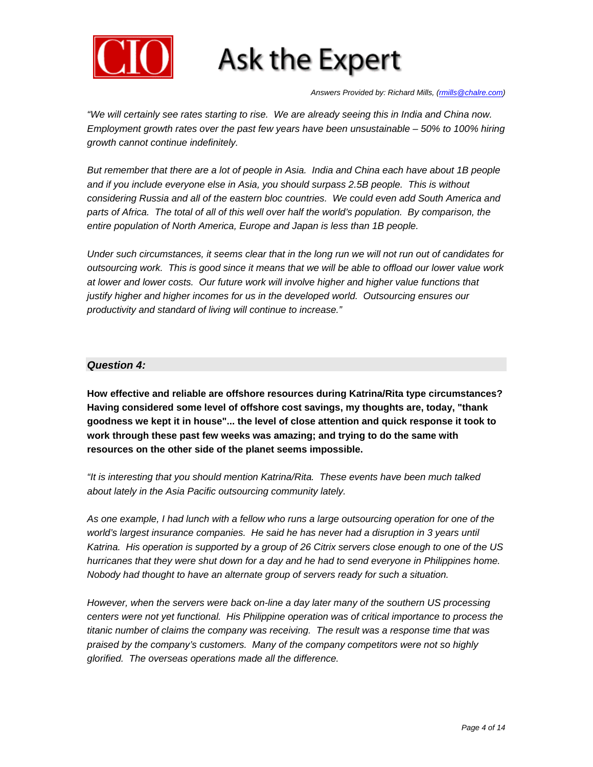*Answers Provided by: Richard Mills, (rmills@chalre.com)*

*"We will certainly see rates starting to rise. We are already seeing this in India and China now. Employment growth rates over the past few years have been unsustainable – 50% to 100% hiring growth cannot continue indefinitely.*

*But remember that there are a lot of people in Asia. India and China each have about 1B people and if you include everyone else in Asia, you should surpass 2.5B people. This is without considering Russia and all of the eastern bloc countries. We could even add South America and parts of Africa. The total of all of this well over half the world's population. By comparison, the entire population of North America, Europe and Japan is less than 1B people.*

*Under such circumstances, it seems clear that in the long run we will not run out of candidates for outsourcing work. This is good since it means that we will be able to offload our lower value work at lower and lower costs. Our future work will involve higher and higher value functions that justify higher and higher incomes for us in the developed world. Outsourcing ensures our productivity and standard of living will continue to increase."*

### *Question 4:*

**How effective and reliable are offshore resources during Katrina/Rita type circumstances? Having considered some level of offshore cost savings, my thoughts are, today, "thank goodness we kept it in house"... the level of close attention and quick response it took to work through these past few weeks was amazing; and trying to do the same with resources on the other side of the planet seems impossible.**

*"It is interesting that you should mention Katrina/Rita. These events have been much talked about lately in the Asia Pacific outsourcing community lately.*

*As one example, I had lunch with a fellow who runs a large outsourcing operation for one of the world's largest insurance companies. He said he has never had a disruption in 3 years until Katrina. His operation is supported by a group of 26 Citrix servers close enough to one of the US hurricanes that they were shut down for a day and he had to send everyone in Philippines home. Nobody had thought to have an alternate group of servers ready for such a situation.*

*However, when the servers were back on-line a day later many of the southern US processing centers were not yet functional. His Philippine operation was of critical importance to process the titanic number of claims the company was receiving. The result was a response time that was praised by the company's customers. Many of the company competitors were not so highly glorified. The overseas operations made all the difference.*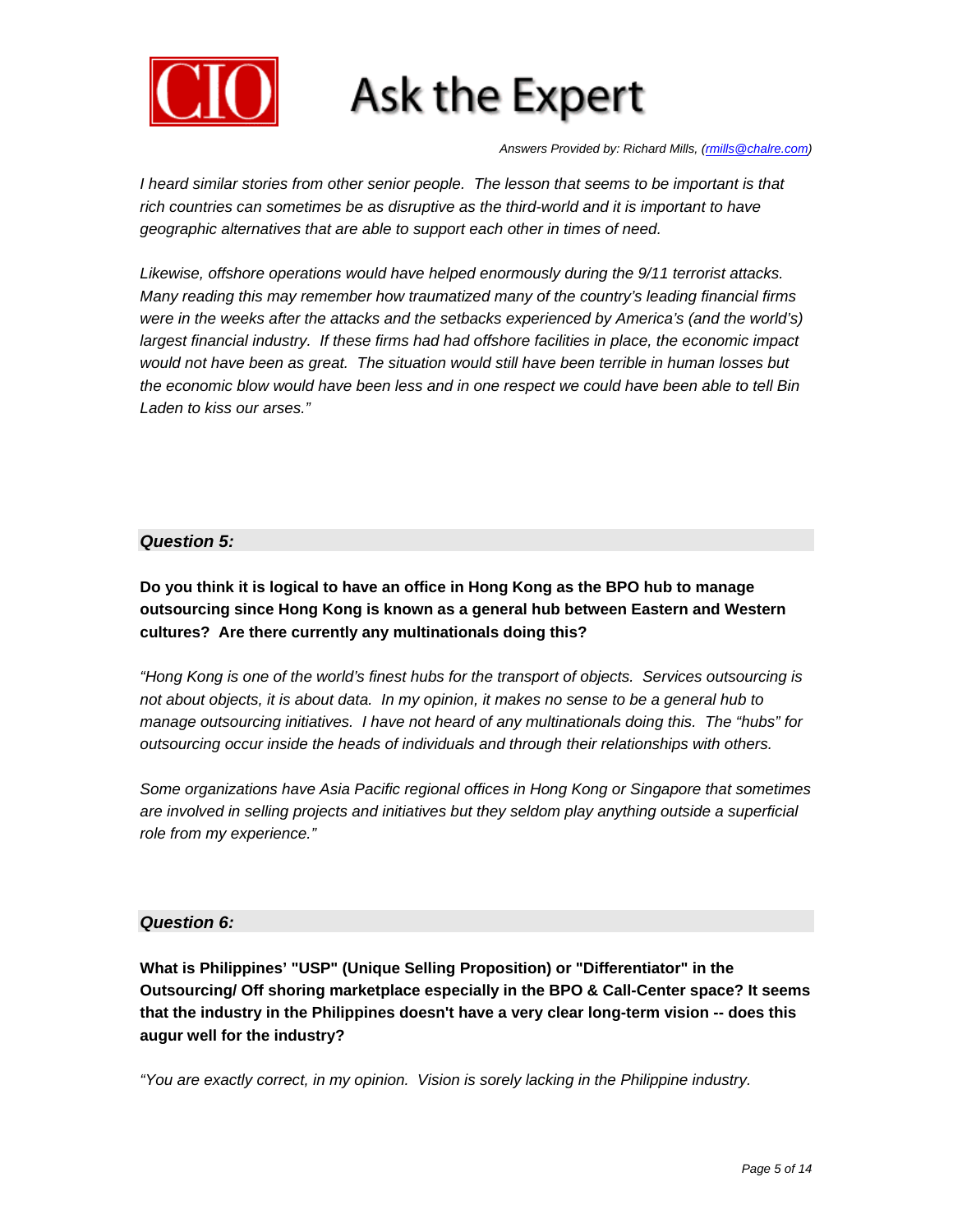I heard similar stories from other senior people. The lesson that seems to be important is that rich countries can sometimes be as disruptive as the third-world and it is important to have geographic alternatives that are able to support each other in times of need.

Likewise, offshore operations would have helped enormously during the 9/11 terrorist attacks. Many reading this may remember how traumatized many of the country's leading financial firms were in the weeks after the attacks and the setbacks experienced by America's (and the world's) largest financial industry. If these firms had had offshore facilities in place, the economic impact would not have been as great. The situation would still have been terrible in human losses but the economic blow would have been less and in one respect we could have been able to tell Bin Laden to kiss our arses."

### *Question 5:*

**Do you think it is logical to have an office in Hong Kong as the BPO hub to manage outsourcing since Hong Kong is known as a general hub between Eastern and Western cultures? Are there currently any multinationals doing this?**

*"Hong Kong is one of the world's finest hubs for the transport of objects. Services outsourcing is not about objects, it is about data. In my opinion, it makes no sense to be a general hub to manage outsourcing initiatives. I have not heard of any multinationals doing this. The "hubs" for outsourcing occur inside the heads of individuals and through their relationships with others.*

*Some organizations have Asia Pacific regional offices in Hong Kong or Singapore that sometimes are involved in selling projects and initiatives but they seldom play anything outside a superficial role from my experience."*

### *Question 6:*

**What is Philippines' "USP" (Unique Selling Proposition) or "Differentiator" in the Outsourcing/ Off shoring marketplace especially in the BPO & Call-Center space? It seems that the industry in the Philippines doesn't have a very clear long-term vision -- does this augur well for the industry?**

*"You are exactly correct, in my opinion. Vision is sorely lacking in the Philippine industry.*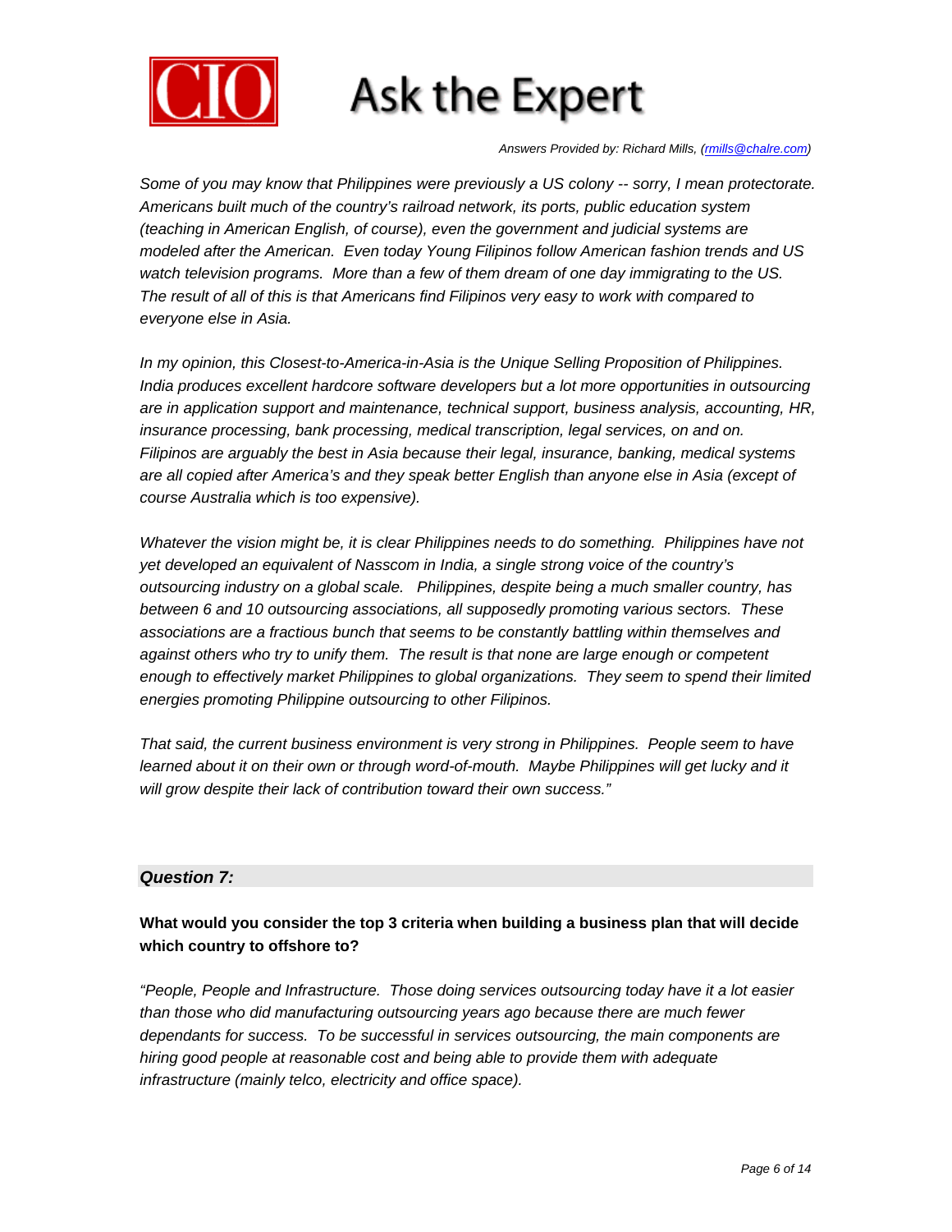*Answers Provided by: Richard Mills, (rmills@chalre.com)*

*Some of you may know that Philippines were previously a US colony -- sorry, I mean protectorate. Americans built much of the country's railroad network, its ports, public education system (teaching in American English, of course), even the government and judicial systems are modeled after the American. Even today Young Filipinos follow American fashion trends and US watch television programs. More than a few of them dream of one day immigrating to the US. The result of all of this is that Americans find Filipinos very easy to work with compared to everyone else in Asia.*

*In my opinion, this Closest-to-America-in-Asia is the Unique Selling Proposition of Philippines. India produces excellent hardcore software developers but a lot more opportunities in outsourcing are in application support and maintenance, technical support, business analysis, accounting, HR, insurance processing, bank processing, medical transcription, legal services, on and on. Filipinos are arguably the best in Asia because their legal, insurance, banking, medical systems are all copied after America's and they speak better English than anyone else in Asia (except of course Australia which is too expensive).*

*Whatever the vision might be, it is clear Philippines needs to do something. Philippines have not yet developed an equivalent of Nasscom in India, a single strong voice of the country's outsourcing industry on a global scale. Philippines, despite being a much smaller country, has between 6 and 10 outsourcing associations, all supposedly promoting various sectors. These associations are a fractious bunch that seems to be constantly battling within themselves and against others who try to unify them. The result is that none are large enough or competent enough to effectively market Philippines to global organizations. They seem to spend their limited energies promoting Philippine outsourcing to other Filipinos.*

*That said, the current business environment is very strong in Philippines. People seem to have learned about it on their own or through word-of-mouth. Maybe Philippines will get lucky and it will grow despite their lack of contribution toward their own success."*

## *Question 7:*

**What would you consider the top 3 criteria when building a business plan that will decide which country to offshore to?**

*"People, People and Infrastructure. Those doing services outsourcing today have it a lot easier than those who did manufacturing outsourcing years ago because there are much fewer dependants for success. To be successful in services outsourcing, the main components are hiring good people at reasonable cost and being able to provide them with adequate infrastructure (mainly telco, electricity and office space).*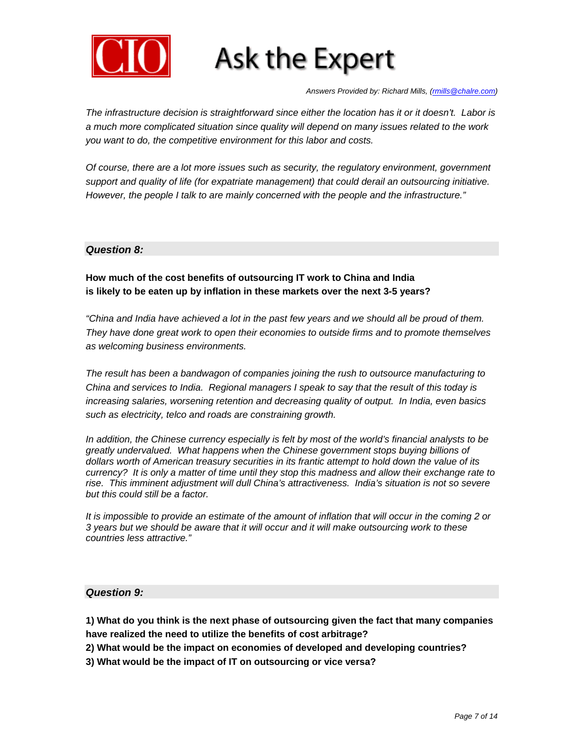*The infrastructure decision is straightforward since either the location has it or it doesn't. Labor is a much more complicated situation since quality will depend on many issues related to the work you want to do, the competitive environment for this labor and costs.*

*Of course, there are a lot more issues such as security, the regulatory environment, government support and quality of life (for expatriate management) that could derail an outsourcing initiative. However, the people I talk to are mainly concerned with the people and the infrastructure."*

### *Question 8:*

**How much of the cost benefits of outsourcing IT work to China and India is likely to be eaten up by inflation in these markets over the next 3-5 years?**

*"China and India have achieved a lot in the past few years and we should all be proud of them. They have done great work to open their economies to outside firms and to promote themselves as welcoming business environments.*

*The result has been a bandwagon of companies joining the rush to outsource manufacturing to China and services to India. Regional managers I speak to say that the result of this today is increasing salaries, worsening retention and decreasing quality of output. In India, even basics such as electricity, telco and roads are constraining growth.*

*In addition, the Chinese currency especially is felt by most of the world's financial analysts to be greatly undervalued. What happens when the Chinese government stops buying billions of dollars worth of American treasury securities in its frantic attempt to hold down the value of its currency? It is only a matter of time until they stop this madness and allow their exchange rate to rise. This imminent adjustment will dull China's attractiveness. India's situation is not so severe but this could still be a factor.*

*It is impossible to provide an estimate of the amount of inflation that will occur in the coming 2 or 3 years but we should be aware that it will occur and it will make outsourcing work to these countries less attractive."*

### *Question 9:*

**1) What do you think is the next phase of outsourcing given the fact that many companies have realized the need to utilize the benefits of cost arbitrage?**
**2) What would be the impact on economies of developed and developing countries?**
**3) What would be the impact of IT on outsourcing or vice versa?**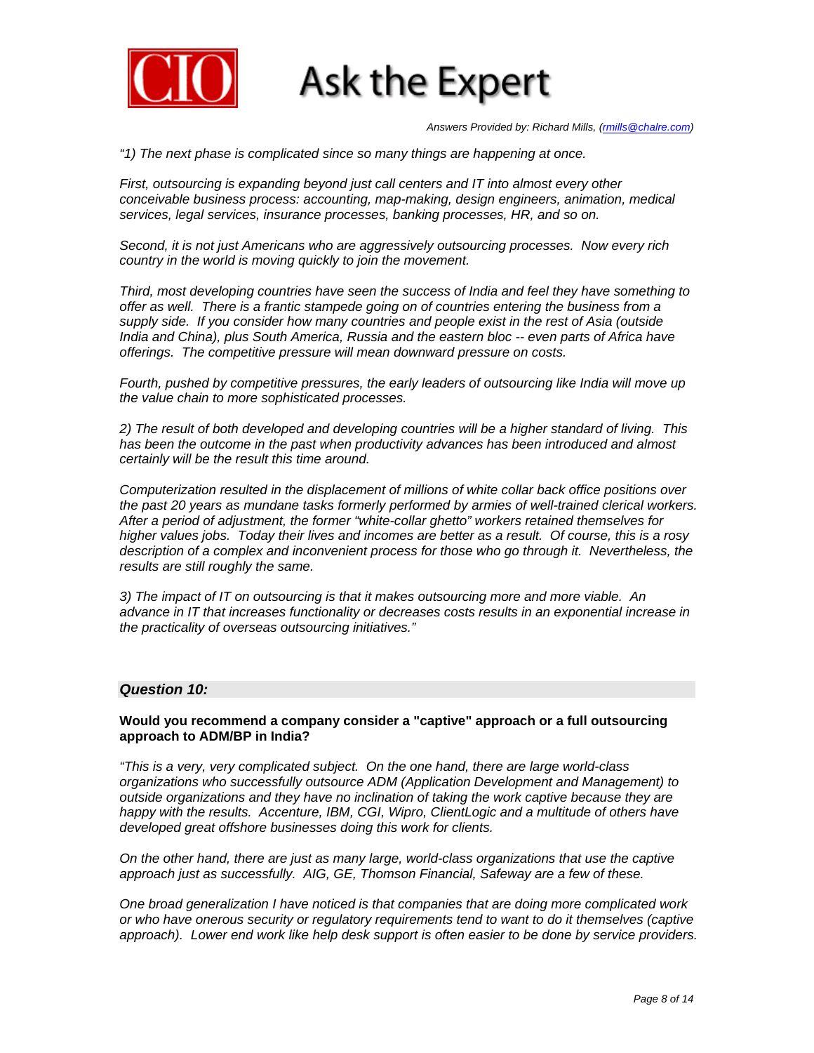Answers Provided by: Richard Mills, (rmills@chalre.com)

*"1) The next phase is complicated since so many things are happening at once.*

*First, outsourcing is expanding beyond just call centers and IT into almost every other conceivable business process: accounting, map-making, design engineers, animation, medical services, legal services, insurance processes, banking processes, HR, and so on.*

*Second, it is not just Americans who are aggressively outsourcing processes. Now every rich country in the world is moving quickly to join the movement.*

*Third, most developing countries have seen the success of India and feel they have something to offer as well. There is a frantic stampede going on of countries entering the business from a supply side. If you consider how many countries and people exist in the rest of Asia (outside India and China), plus South America, Russia and the eastern bloc -- even parts of Africa have offerings. The competitive pressure will mean downward pressure on costs.*

*Fourth, pushed by competitive pressures, the early leaders of outsourcing like India will move up the value chain to more sophisticated processes.*

*2) The result of both developed and developing countries will be a higher standard of living. This has been the outcome in the past when productivity advances has been introduced and almost certainly will be the result this time around.*

*Computerization resulted in the displacement of millions of white collar back office positions over the past 20 years as mundane tasks formerly performed by armies of well-trained clerical workers. After a period of adjustment, the former "white-collar ghetto" workers retained themselves for higher values jobs. Today their lives and incomes are better as a result. Of course, this is a rosy description of a complex and inconvenient process for those who go through it. Nevertheless, the results are still roughly the same.*

*3) The impact of IT on outsourcing is that it makes outsourcing more and more viable. An advance in IT that increases functionality or decreases costs results in an exponential increase in the practicality of overseas outsourcing initiatives."*

## *Question 10:*

**Would you recommend a company consider a "captive" approach or a full outsourcing approach to ADM/BP in India?**

*"This is a very, very complicated subject. On the one hand, there are large world-class organizations who successfully outsource ADM (Application Development and Management) to outside organizations and they have no inclination of taking the work captive because they are happy with the results. Accenture, IBM, CGI, Wipro, ClientLogic and a multitude of others have developed great offshore businesses doing this work for clients.*

*On the other hand, there are just as many large, world-class organizations that use the captive approach just as successfully. AIG, GE, Thomson Financial, Safeway are a few of these.*

*One broad generalization I have noticed is that companies that are doing more complicated work or who have onerous security or regulatory requirements tend to want to do it themselves (captive approach). Lower end work like help desk support is often easier to be done by service providers.*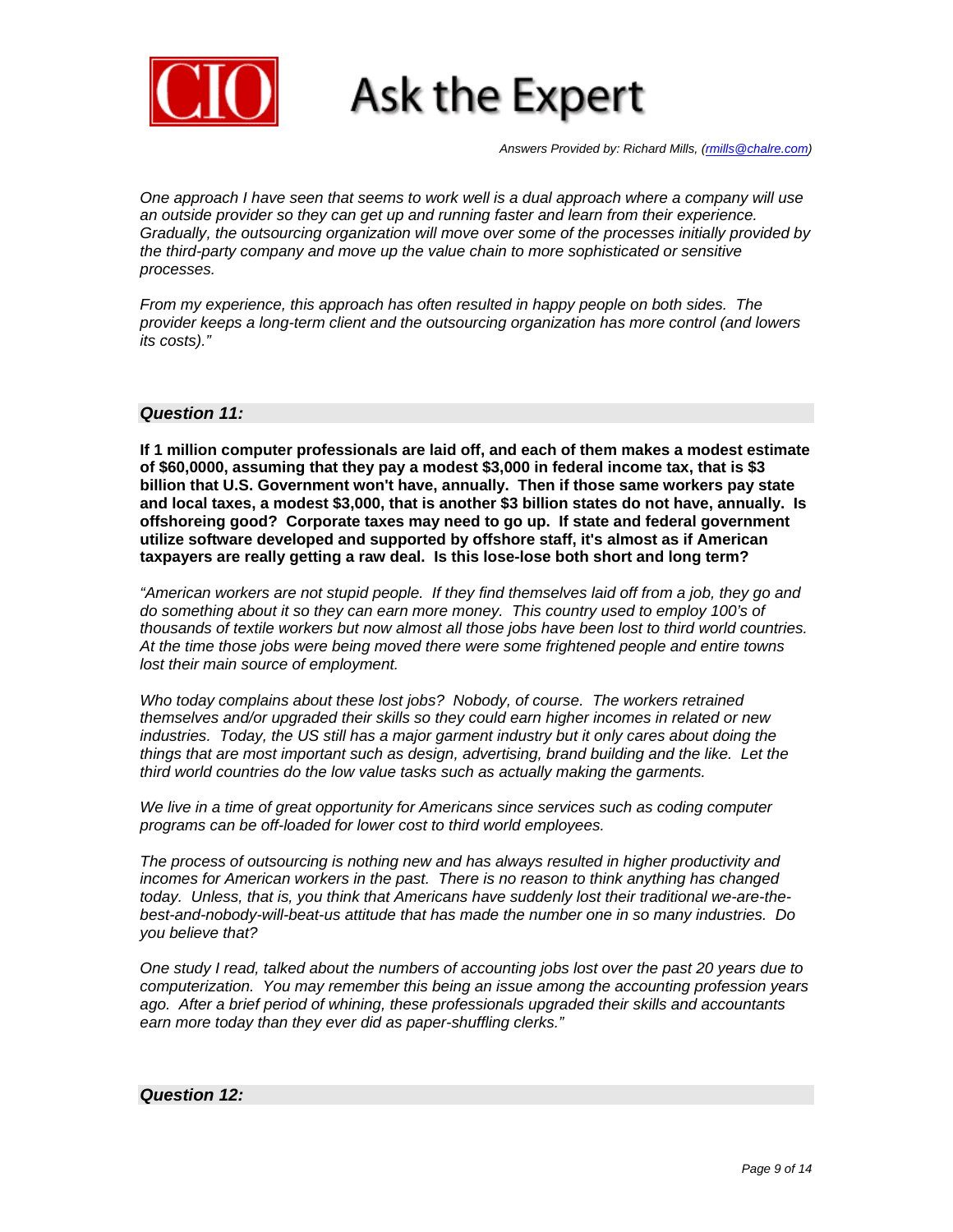*One approach I have seen that seems to work well is a dual approach where a company will use an outside provider so they can get up and running faster and learn from their experience. Gradually, the outsourcing organization will move over some of the processes initially provided by the third-party company and move up the value chain to more sophisticated or sensitive processes.*

*From my experience, this approach has often resulted in happy people on both sides. The provider keeps a long-term client and the outsourcing organization has more control (and lowers its costs)."*

### *Question 11:*

**If 1 million computer professionals are laid off, and each of them makes a modest estimate of $60,0000, assuming that they pay a modest $3,000 in federal income tax, that is $3 billion that U.S. Government won't have, annually. Then if those same workers pay state and local taxes, a modest $3,000, that is another $3 billion states do not have, annually. Is offshoreing good? Corporate taxes may need to go up. If state and federal government utilize software developed and supported by offshore staff, it's almost as if American taxpayers are really getting a raw deal. Is this lose-lose both short and long term?**

*"American workers are not stupid people. If they find themselves laid off from a job, they go and do something about it so they can earn more money. This country used to employ 100's of thousands of textile workers but now almost all those jobs have been lost to third world countries. At the time those jobs were being moved there were some frightened people and entire towns lost their main source of employment.*

*Who today complains about these lost jobs? Nobody, of course. The workers retrained themselves and/or upgraded their skills so they could earn higher incomes in related or new industries. Today, the US still has a major garment industry but it only cares about doing the things that are most important such as design, advertising, brand building and the like. Let the third world countries do the low value tasks such as actually making the garments.*

*We live in a time of great opportunity for Americans since services such as coding computer programs can be off-loaded for lower cost to third world employees.*

*The process of outsourcing is nothing new and has always resulted in higher productivity and incomes for American workers in the past. There is no reason to think anything has changed today. Unless, that is, you think that Americans have suddenly lost their traditional we-are-the-best-and-nobody-will-beat-us attitude that has made the number one in so many industries. Do you believe that?*

*One study I read, talked about the numbers of accounting jobs lost over the past 20 years due to computerization. You may remember this being an issue among the accounting profession years ago. After a brief period of whining, these professionals upgraded their skills and accountants earn more today than they ever did as paper-shuffling clerks."*

### *Question 12:*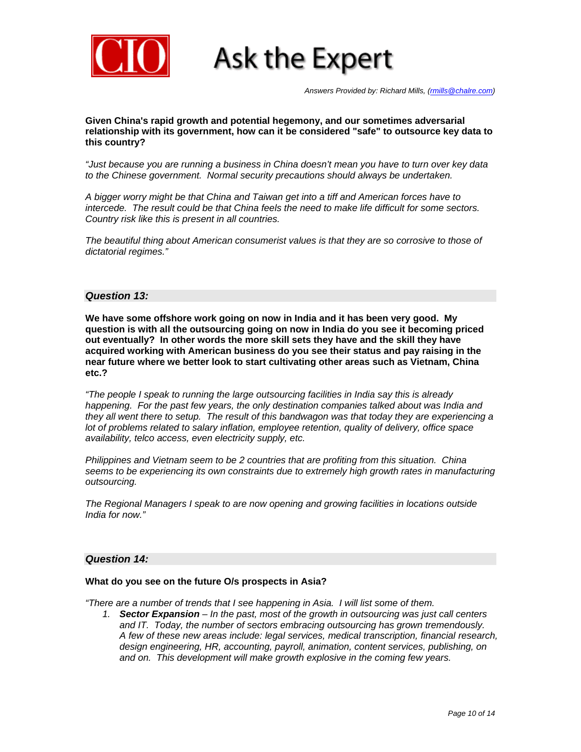Answers Provided by: Richard Mills, (rmills@chalre.com)

**Given China's rapid growth and potential hegemony, and our sometimes adversarial relationship with its government, how can it be considered "safe" to outsource key data to this country?**

*"Just because you are running a business in China doesn't mean you have to turn over key data to the Chinese government. Normal security precautions should always be undertaken.*

*A bigger worry might be that China and Taiwan get into a tiff and American forces have to intercede. The result could be that China feels the need to make life difficult for some sectors. Country risk like this is present in all countries.*

*The beautiful thing about American consumerist values is that they are so corrosive to those of dictatorial regimes."*

### *Question 13:*

**We have some offshore work going on now in India and it has been very good. My question is with all the outsourcing going on now in India do you see it becoming priced out eventually? In other words the more skill sets they have and the skill they have acquired working with American business do you see their status and pay raising in the near future where we better look to start cultivating other areas such as Vietnam, China etc.?**

*"The people I speak to running the large outsourcing facilities in India say this is already happening. For the past few years, the only destination companies talked about was India and they all went there to setup. The result of this bandwagon was that today they are experiencing a lot of problems related to salary inflation, employee retention, quality of delivery, office space availability, telco access, even electricity supply, etc.*

*Philippines and Vietnam seem to be 2 countries that are profiting from this situation. China seems to be experiencing its own constraints due to extremely high growth rates in manufacturing outsourcing.*

*The Regional Managers I speak to are now opening and growing facilities in locations outside India for now."*

### *Question 14:*

**What do you see on the future O/s prospects in Asia?**

*"There are a number of trends that I see happening in Asia. I will list some of them.*

1. ***Sector Expansion*** *– In the past, most of the growth in outsourcing was just call centers and IT. Today, the number of sectors embracing outsourcing has grown tremendously. A few of these new areas include: legal services, medical transcription, financial research, design engineering, HR, accounting, payroll, animation, content services, publishing, on and on. This development will make growth explosive in the coming few years.*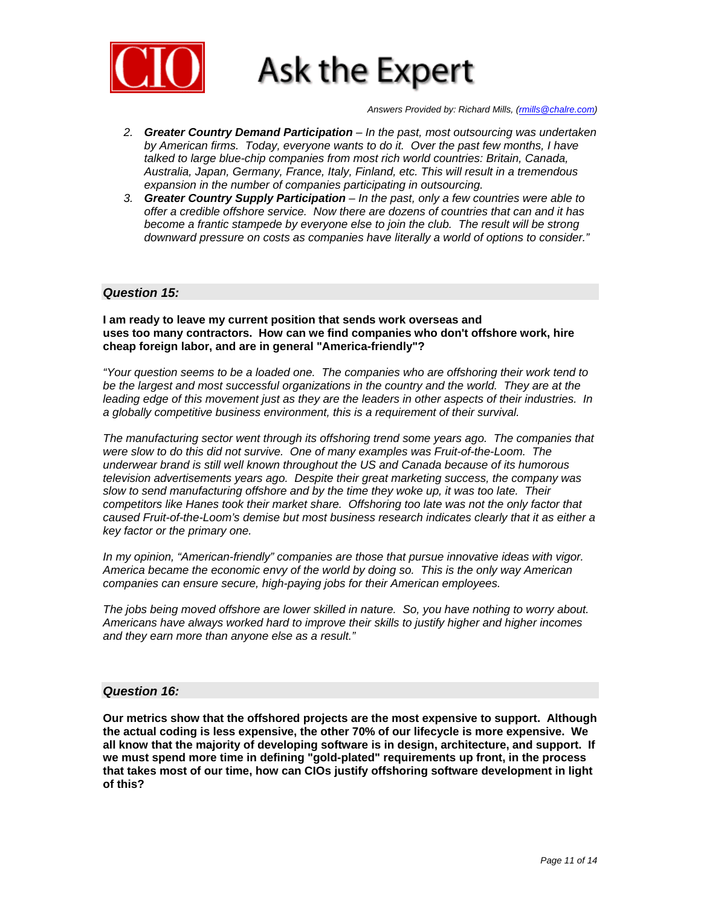2. ***Greater Country Demand Participation*** *– In the past, most outsourcing was undertaken by American firms. Today, everyone wants to do it. Over the past few months, I have talked to large blue-chip companies from most rich world countries: Britain, Canada, Australia, Japan, Germany, France, Italy, Finland, etc. This will result in a tremendous expansion in the number of companies participating in outsourcing.*
3. ***Greater Country Supply Participation*** *– In the past, only a few countries were able to offer a credible offshore service. Now there are dozens of countries that can and it has become a frantic stampede by everyone else to join the club. The result will be strong downward pressure on costs as companies have literally a world of options to consider."*

### *Question 15:*

**I am ready to leave my current position that sends work overseas and uses too many contractors. How can we find companies who don't offshore work, hire cheap foreign labor, and are in general "America-friendly"?**

*"Your question seems to be a loaded one. The companies who are offshoring their work tend to be the largest and most successful organizations in the country and the world. They are at the leading edge of this movement just as they are the leaders in other aspects of their industries. In a globally competitive business environment, this is a requirement of their survival.*

*The manufacturing sector went through its offshoring trend some years ago. The companies that were slow to do this did not survive. One of many examples was Fruit-of-the-Loom. The underwear brand is still well known throughout the US and Canada because of its humorous television advertisements years ago. Despite their great marketing success, the company was slow to send manufacturing offshore and by the time they woke up, it was too late. Their competitors like Hanes took their market share. Offshoring too late was not the only factor that caused Fruit-of-the-Loom's demise but most business research indicates clearly that it as either a key factor or the primary one.*

*In my opinion, "American-friendly" companies are those that pursue innovative ideas with vigor. America became the economic envy of the world by doing so. This is the only way American companies can ensure secure, high-paying jobs for their American employees.*

*The jobs being moved offshore are lower skilled in nature. So, you have nothing to worry about. Americans have always worked hard to improve their skills to justify higher and higher incomes and they earn more than anyone else as a result."*

### *Question 16:*

**Our metrics show that the offshored projects are the most expensive to support. Although the actual coding is less expensive, the other 70% of our lifecycle is more expensive. We all know that the majority of developing software is in design, architecture, and support. If we must spend more time in defining "gold-plated" requirements up front, in the process that takes most of our time, how can CIOs justify offshoring software development in light of this?**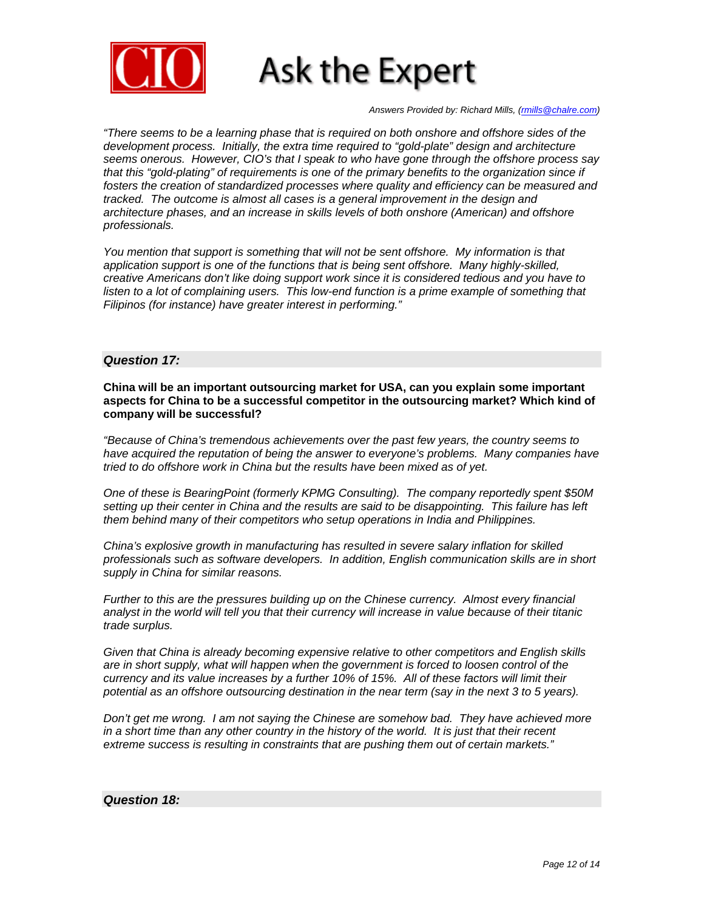*"There seems to be a learning phase that is required on both onshore and offshore sides of the development process. Initially, the extra time required to "gold-plate" design and architecture seems onerous. However, CIO's that I speak to who have gone through the offshore process say that this "gold-plating" of requirements is one of the primary benefits to the organization since if fosters the creation of standardized processes where quality and efficiency can be measured and tracked. The outcome is almost all cases is a general improvement in the design and architecture phases, and an increase in skills levels of both onshore (American) and offshore professionals.*

*You mention that support is something that will not be sent offshore. My information is that application support is one of the functions that is being sent offshore. Many highly-skilled, creative Americans don't like doing support work since it is considered tedious and you have to listen to a lot of complaining users. This low-end function is a prime example of something that Filipinos (for instance) have greater interest in performing."*

### *Question 17:*

**China will be an important outsourcing market for USA, can you explain some important aspects for China to be a successful competitor in the outsourcing market? Which kind of company will be successful?**

*"Because of China's tremendous achievements over the past few years, the country seems to have acquired the reputation of being the answer to everyone's problems. Many companies have tried to do offshore work in China but the results have been mixed as of yet.*

*One of these is BearingPoint (formerly KPMG Consulting). The company reportedly spent $50M setting up their center in China and the results are said to be disappointing. This failure has left them behind many of their competitors who setup operations in India and Philippines.*

*China's explosive growth in manufacturing has resulted in severe salary inflation for skilled professionals such as software developers. In addition, English communication skills are in short supply in China for similar reasons.*

*Further to this are the pressures building up on the Chinese currency. Almost every financial analyst in the world will tell you that their currency will increase in value because of their titanic trade surplus.*

*Given that China is already becoming expensive relative to other competitors and English skills are in short supply, what will happen when the government is forced to loosen control of the currency and its value increases by a further 10% of 15%. All of these factors will limit their potential as an offshore outsourcing destination in the near term (say in the next 3 to 5 years).*

*Don't get me wrong. I am not saying the Chinese are somehow bad. They have achieved more in a short time than any other country in the history of the world. It is just that their recent extreme success is resulting in constraints that are pushing them out of certain markets."*

### *Question 18:*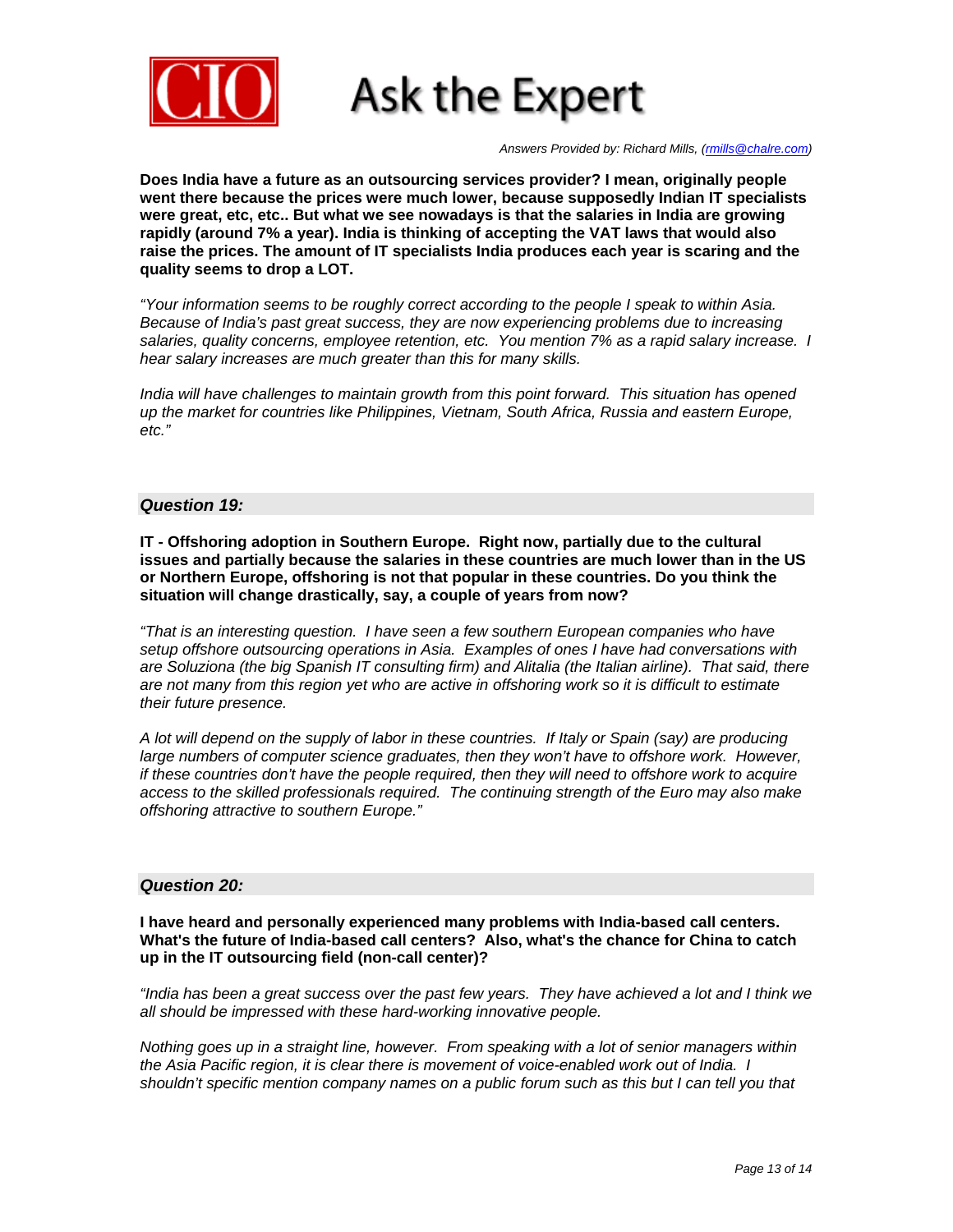# Ask the Expert

*Answers Provided by: Richard Mills, (rmills@chalre.com)*

**Does India have a future as an outsourcing services provider? I mean, originally people went there because the prices were much lower, because supposedly Indian IT specialists were great, etc, etc.. But what we see nowadays is that the salaries in India are growing rapidly (around 7% a year). India is thinking of accepting the VAT laws that would also raise the prices. The amount of IT specialists India produces each year is scaring and the quality seems to drop a LOT.**

*"Your information seems to be roughly correct according to the people I speak to within Asia. Because of India's past great success, they are now experiencing problems due to increasing salaries, quality concerns, employee retention, etc. You mention 7% as a rapid salary increase. I hear salary increases are much greater than this for many skills.*

*India will have challenges to maintain growth from this point forward. This situation has opened up the market for countries like Philippines, Vietnam, South Africa, Russia and eastern Europe, etc."*

### *Question 19:*

**IT - Offshoring adoption in Southern Europe. Right now, partially due to the cultural issues and partially because the salaries in these countries are much lower than in the US or Northern Europe, offshoring is not that popular in these countries. Do you think the situation will change drastically, say, a couple of years from now?**

*"That is an interesting question. I have seen a few southern European companies who have setup offshore outsourcing operations in Asia. Examples of ones I have had conversations with are Soluziona (the big Spanish IT consulting firm) and Alitalia (the Italian airline). That said, there are not many from this region yet who are active in offshoring work so it is difficult to estimate their future presence.*

*A lot will depend on the supply of labor in these countries. If Italy or Spain (say) are producing large numbers of computer science graduates, then they won't have to offshore work. However, if these countries don't have the people required, then they will need to offshore work to acquire access to the skilled professionals required. The continuing strength of the Euro may also make offshoring attractive to southern Europe."*

### *Question 20:*

**I have heard and personally experienced many problems with India-based call centers. What's the future of India-based call centers? Also, what's the chance for China to catch up in the IT outsourcing field (non-call center)?**

*"India has been a great success over the past few years. They have achieved a lot and I think we all should be impressed with these hard-working innovative people.*

*Nothing goes up in a straight line, however. From speaking with a lot of senior managers within the Asia Pacific region, it is clear there is movement of voice-enabled work out of India. I shouldn't specific mention company names on a public forum such as this but I can tell you that*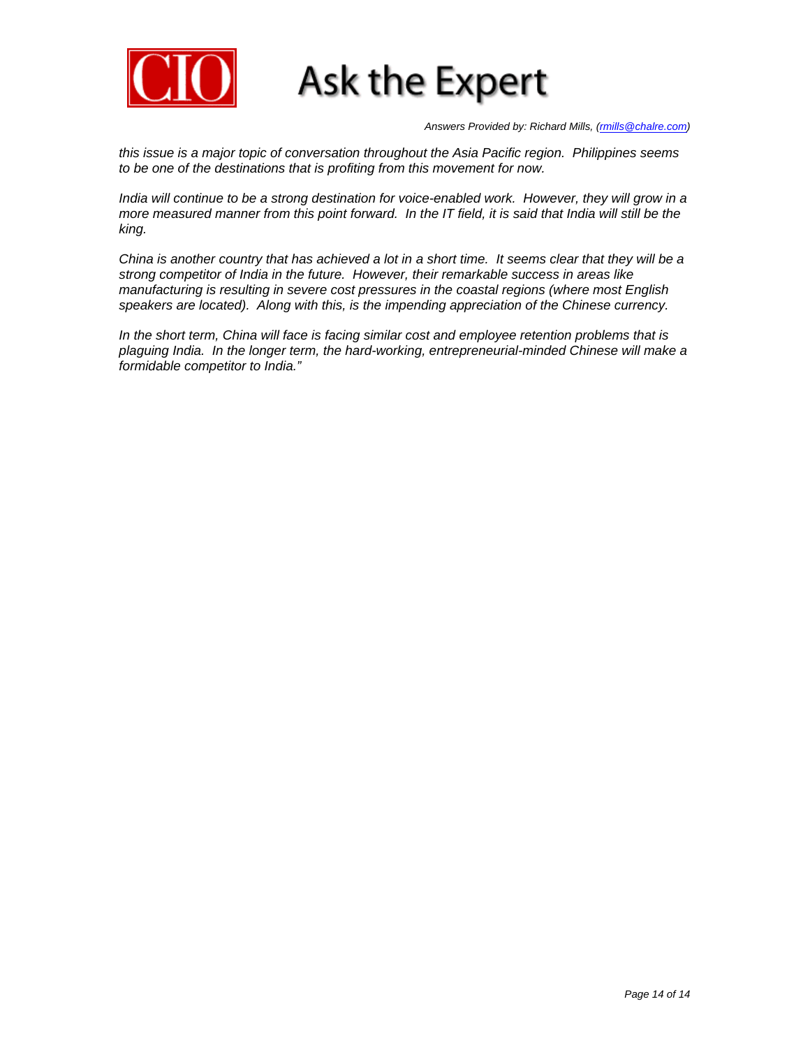*this issue is a major topic of conversation throughout the Asia Pacific region. Philippines seems to be one of the destinations that is profiting from this movement for now.*

*India will continue to be a strong destination for voice-enabled work. However, they will grow in a more measured manner from this point forward. In the IT field, it is said that India will still be the king.*

*China is another country that has achieved a lot in a short time. It seems clear that they will be a strong competitor of India in the future. However, their remarkable success in areas like manufacturing is resulting in severe cost pressures in the coastal regions (where most English speakers are located). Along with this, is the impending appreciation of the Chinese currency.*

*In the short term, China will face is facing similar cost and employee retention problems that is plaguing India. In the longer term, the hard-working, entrepreneurial-minded Chinese will make a formidable competitor to India."*